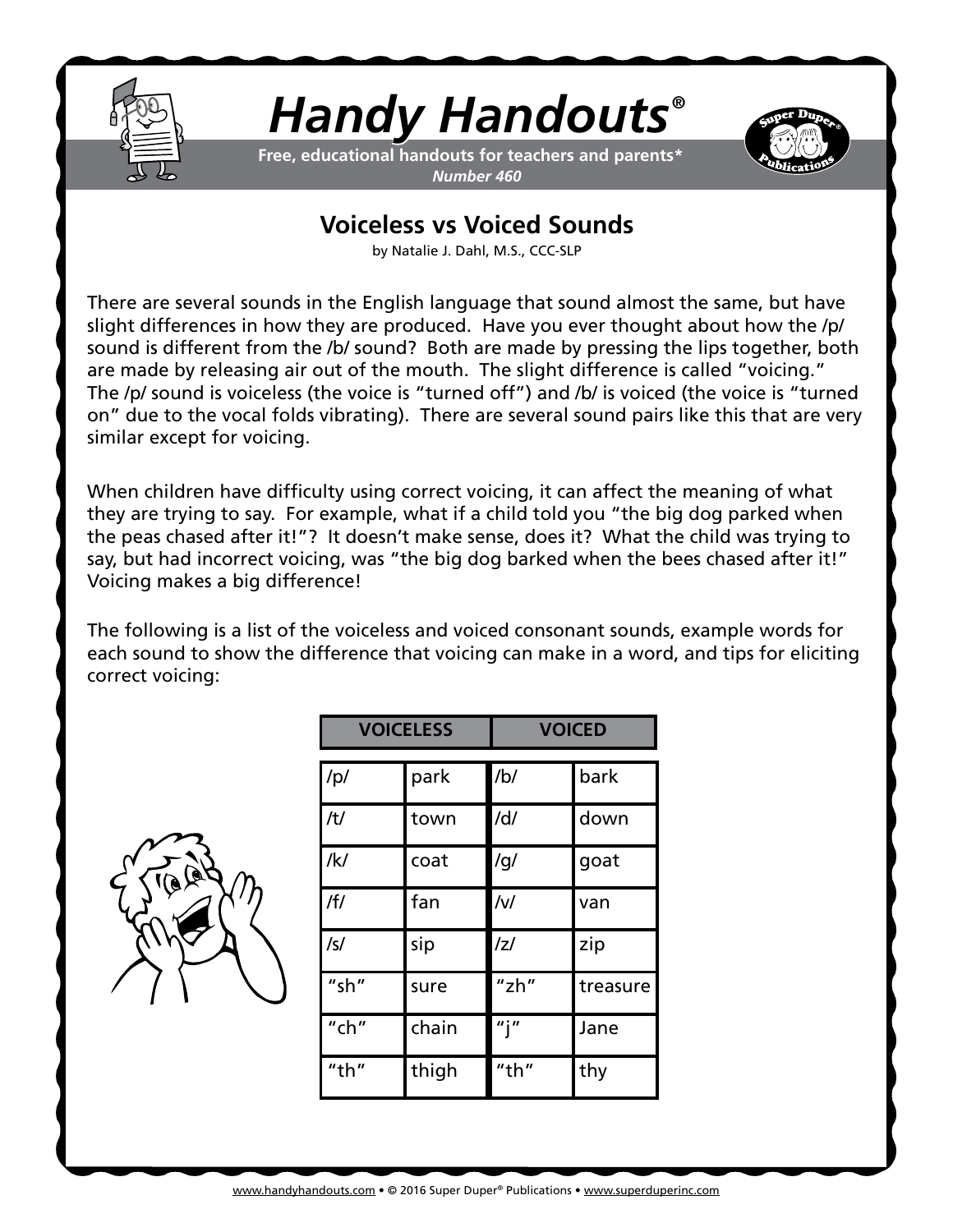# Handy Handouts®

**Free, educational handouts for teachers and parents***
***Number 460***

## Voiceless vs Voiced Sounds

by Natalie J. Dahl, M.S., CCC-SLP

There are several sounds in the English language that sound almost the same, but have slight differences in how they are produced. Have you ever thought about how the /p/ sound is different from the /b/ sound? Both are made by pressing the lips together, both are made by releasing air out of the mouth. The slight difference is called "voicing." The /p/ sound is voiceless (the voice is "turned off") and /b/ is voiced (the voice is "turned on" due to the vocal folds vibrating). There are several sound pairs like this that are very similar except for voicing.

When children have difficulty using correct voicing, it can affect the meaning of what they are trying to say. For example, what if a child told you "the big dog parked when the peas chased after it!"? It doesn't make sense, does it? What the child was trying to say, but had incorrect voicing, was "the big dog barked when the bees chased after it!" Voicing makes a big difference!

The following is a list of the voiceless and voiced consonant sounds, example words for each sound to show the difference that voicing can make in a word, and tips for eliciting correct voicing:

| VOICELESS | | VOICED | |
|---|---|---|---|
| /p/ | park | /b/ | bark |
| /t/ | town | /d/ | down |
| /k/ | coat | /g/ | goat |
| /f/ | fan | /v/ | van |
| /s/ | sip | /z/ | zip |
| "sh" | sure | "zh" | treasure |
| "ch" | chain | "j" | Jane |
| "th" | thigh | "th" | thy |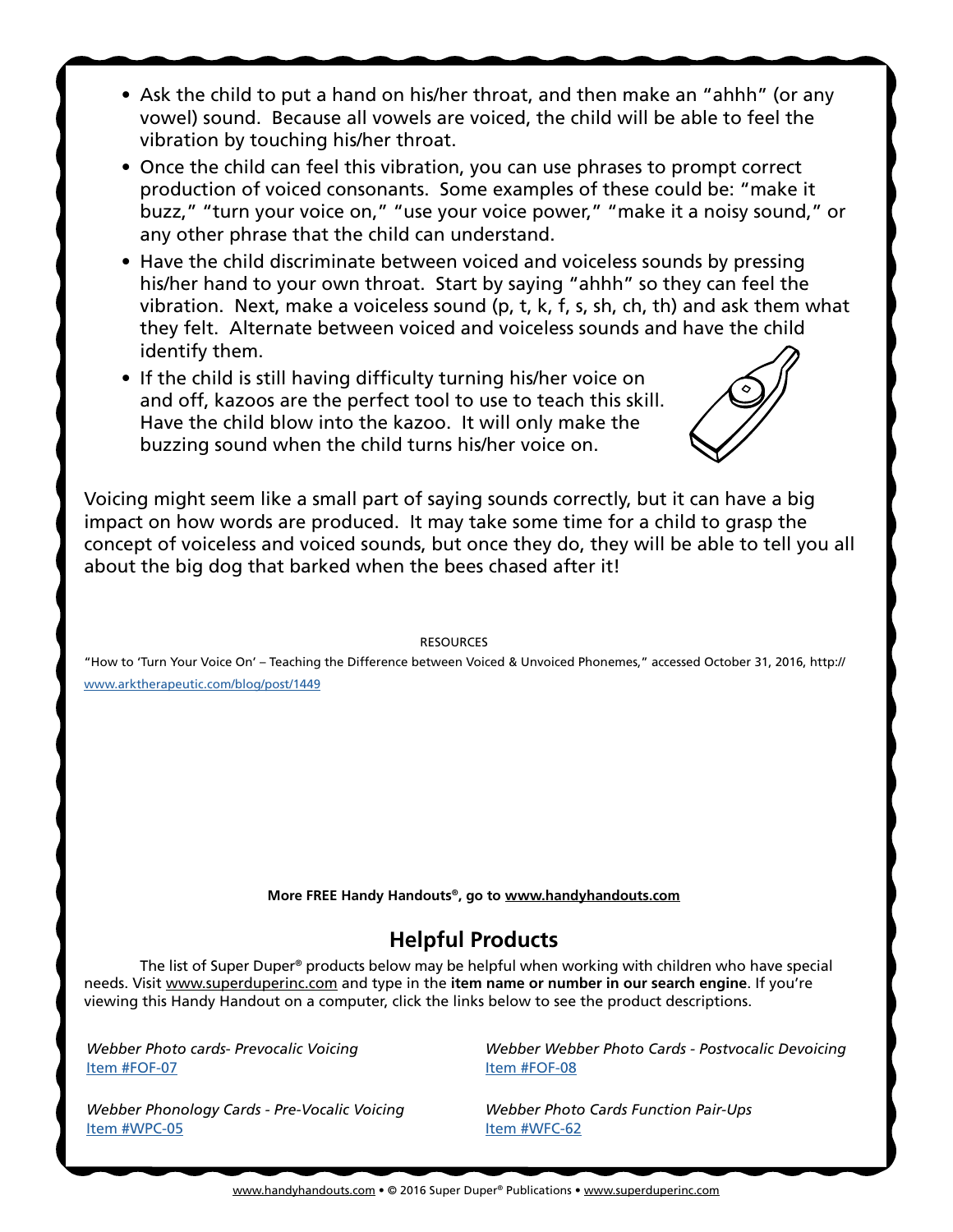- Ask the child to put a hand on his/her throat, and then make an "ahhh" (or any vowel) sound. Because all vowels are voiced, the child will be able to feel the vibration by touching his/her throat.
- Once the child can feel this vibration, you can use phrases to prompt correct production of voiced consonants. Some examples of these could be: "make it buzz," "turn your voice on," "use your voice power," "make it a noisy sound," or any other phrase that the child can understand.
- Have the child discriminate between voiced and voiceless sounds by pressing his/her hand to your own throat. Start by saying "ahhh" so they can feel the vibration. Next, make a voiceless sound (p, t, k, f, s, sh, ch, th) and ask them what they felt. Alternate between voiced and voiceless sounds and have the child identify them.
- If the child is still having difficulty turning his/her voice on and off, kazoos are the perfect tool to use to teach this skill. Have the child blow into the kazoo. It will only make the buzzing sound when the child turns his/her voice on.

Voicing might seem like a small part of saying sounds correctly, but it can have a big impact on how words are produced. It may take some time for a child to grasp the concept of voiceless and voiced sounds, but once they do, they will be able to tell you all about the big dog that barked when the bees chased after it!

RESOURCES

"How to 'Turn Your Voice On' – Teaching the Difference between Voiced & Unvoiced Phonemes," accessed October 31, 2016, http://www.arktherapeutic.com/blog/post/1449

**More FREE Handy Handouts®, go to www.handyhandouts.com**

## Helpful Products

The list of Super Duper® products below may be helpful when working with children who have special needs. Visit www.superduperinc.com and type in the **item name or number in our search engine**. If you're viewing this Handy Handout on a computer, click the links below to see the product descriptions.

*Webber Photo cards- Prevocalic Voicing*
Item #FOF-07

*Webber Webber Photo Cards - Postvocalic Devoicing*
Item #FOF-08

*Webber Phonology Cards - Pre-Vocalic Voicing*
Item #WPC-05

*Webber Photo Cards Function Pair-Ups*
Item #WFC-62

www.handyhandouts.com • © 2016 Super Duper® Publications • www.superduperinc.com